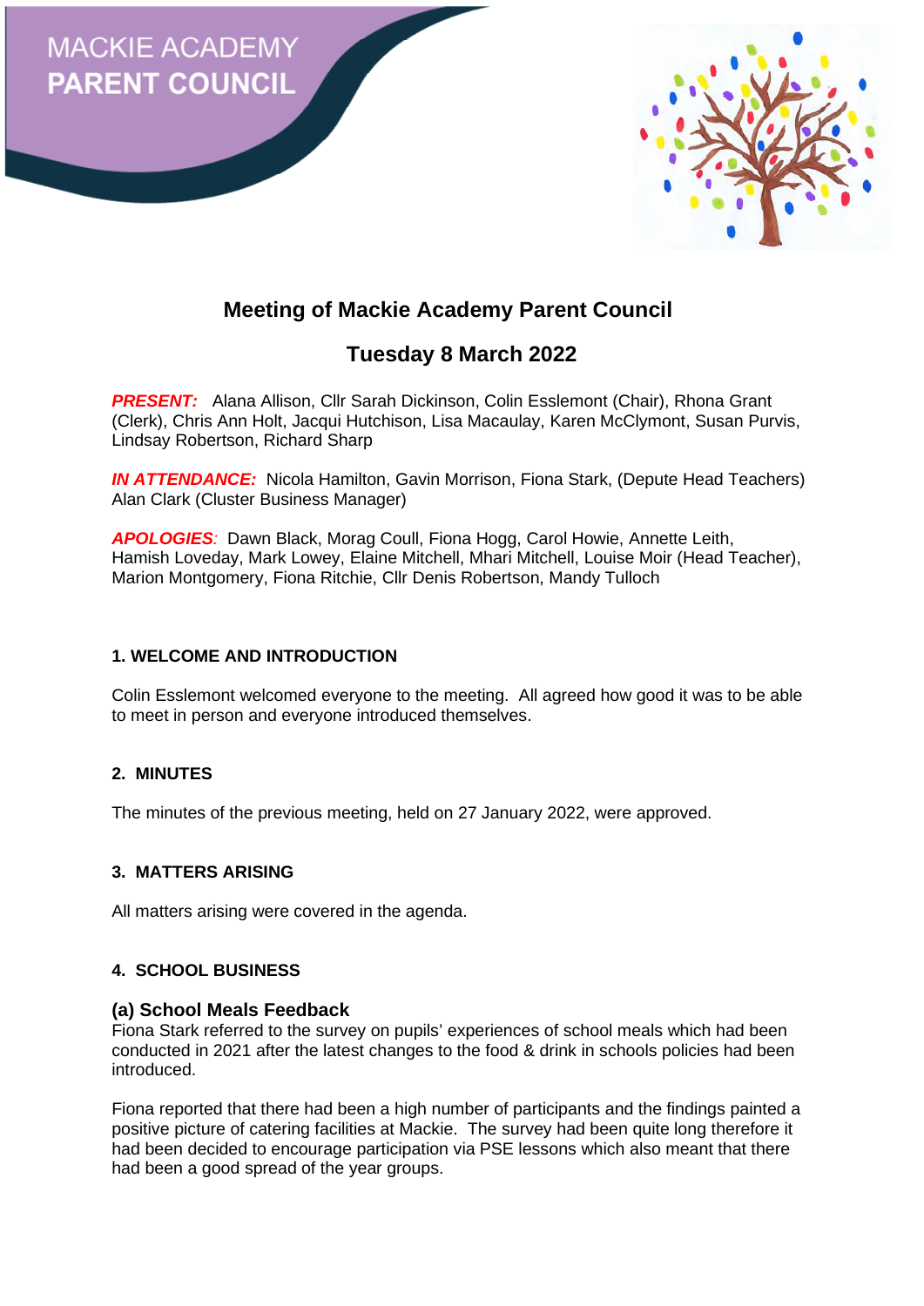MACKIE ACADEMY
PARENT COUNCIL

# Meeting of Mackie Academy Parent Council

## Tuesday 8 March 2022

***PRESENT:*** Alana Allison, Cllr Sarah Dickinson, Colin Esslemont (Chair), Rhona Grant (Clerk), Chris Ann Holt, Jacqui Hutchison, Lisa Macaulay, Karen McClymont, Susan Purvis, Lindsay Robertson, Richard Sharp

***IN ATTENDANCE:*** Nicola Hamilton, Gavin Morrison, Fiona Stark, (Depute Head Teachers) Alan Clark (Cluster Business Manager)

***APOLOGIES:*** Dawn Black, Morag Coull, Fiona Hogg, Carol Howie, Annette Leith, Hamish Loveday, Mark Lowey, Elaine Mitchell, Mhari Mitchell, Louise Moir (Head Teacher), Marion Montgomery, Fiona Ritchie, Cllr Denis Robertson, Mandy Tulloch

### 1. WELCOME AND INTRODUCTION

Colin Esslemont welcomed everyone to the meeting. All agreed how good it was to be able to meet in person and everyone introduced themselves.

### 2. MINUTES

The minutes of the previous meeting, held on 27 January 2022, were approved.

### 3. MATTERS ARISING

All matters arising were covered in the agenda.

### 4. SCHOOL BUSINESS

#### (a) School Meals Feedback

Fiona Stark referred to the survey on pupils' experiences of school meals which had been conducted in 2021 after the latest changes to the food & drink in schools policies had been introduced.

Fiona reported that there had been a high number of participants and the findings painted a positive picture of catering facilities at Mackie. The survey had been quite long therefore it had been decided to encourage participation via PSE lessons which also meant that there had been a good spread of the year groups.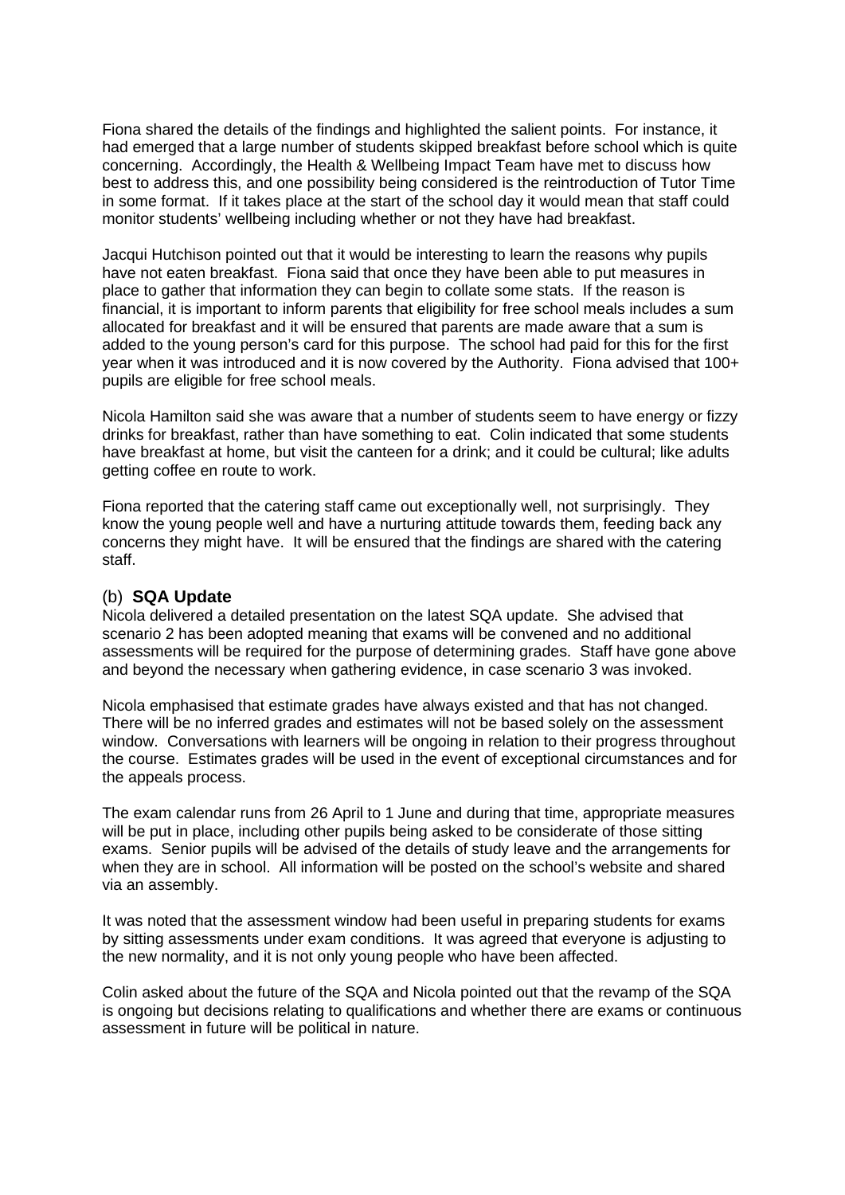Fiona shared the details of the findings and highlighted the salient points. For instance, it had emerged that a large number of students skipped breakfast before school which is quite concerning. Accordingly, the Health & Wellbeing Impact Team have met to discuss how best to address this, and one possibility being considered is the reintroduction of Tutor Time in some format. If it takes place at the start of the school day it would mean that staff could monitor students' wellbeing including whether or not they have had breakfast.

Jacqui Hutchison pointed out that it would be interesting to learn the reasons why pupils have not eaten breakfast. Fiona said that once they have been able to put measures in place to gather that information they can begin to collate some stats. If the reason is financial, it is important to inform parents that eligibility for free school meals includes a sum allocated for breakfast and it will be ensured that parents are made aware that a sum is added to the young person's card for this purpose. The school had paid for this for the first year when it was introduced and it is now covered by the Authority. Fiona advised that 100+ pupils are eligible for free school meals.

Nicola Hamilton said she was aware that a number of students seem to have energy or fizzy drinks for breakfast, rather than have something to eat. Colin indicated that some students have breakfast at home, but visit the canteen for a drink; and it could be cultural; like adults getting coffee en route to work.

Fiona reported that the catering staff came out exceptionally well, not surprisingly. They know the young people well and have a nurturing attitude towards them, feeding back any concerns they might have. It will be ensured that the findings are shared with the catering staff.

### (b) **SQA Update**

Nicola delivered a detailed presentation on the latest SQA update. She advised that scenario 2 has been adopted meaning that exams will be convened and no additional assessments will be required for the purpose of determining grades. Staff have gone above and beyond the necessary when gathering evidence, in case scenario 3 was invoked.

Nicola emphasised that estimate grades have always existed and that has not changed. There will be no inferred grades and estimates will not be based solely on the assessment window. Conversations with learners will be ongoing in relation to their progress throughout the course. Estimates grades will be used in the event of exceptional circumstances and for the appeals process.

The exam calendar runs from 26 April to 1 June and during that time, appropriate measures will be put in place, including other pupils being asked to be considerate of those sitting exams. Senior pupils will be advised of the details of study leave and the arrangements for when they are in school. All information will be posted on the school's website and shared via an assembly.

It was noted that the assessment window had been useful in preparing students for exams by sitting assessments under exam conditions. It was agreed that everyone is adjusting to the new normality, and it is not only young people who have been affected.

Colin asked about the future of the SQA and Nicola pointed out that the revamp of the SQA is ongoing but decisions relating to qualifications and whether there are exams or continuous assessment in future will be political in nature.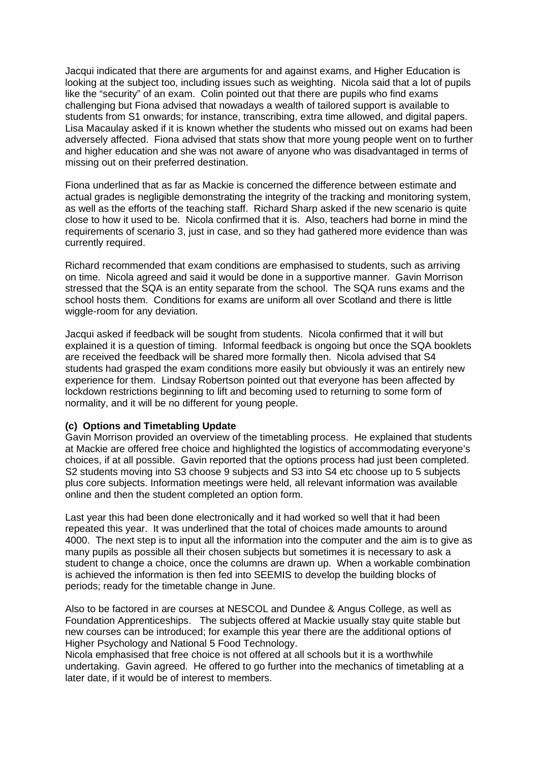Jacqui indicated that there are arguments for and against exams, and Higher Education is looking at the subject too, including issues such as weighting. Nicola said that a lot of pupils like the "security" of an exam. Colin pointed out that there are pupils who find exams challenging but Fiona advised that nowadays a wealth of tailored support is available to students from S1 onwards; for instance, transcribing, extra time allowed, and digital papers. Lisa Macaulay asked if it is known whether the students who missed out on exams had been adversely affected. Fiona advised that stats show that more young people went on to further and higher education and she was not aware of anyone who was disadvantaged in terms of missing out on their preferred destination.

Fiona underlined that as far as Mackie is concerned the difference between estimate and actual grades is negligible demonstrating the integrity of the tracking and monitoring system, as well as the efforts of the teaching staff. Richard Sharp asked if the new scenario is quite close to how it used to be. Nicola confirmed that it is. Also, teachers had borne in mind the requirements of scenario 3, just in case, and so they had gathered more evidence than was currently required.

Richard recommended that exam conditions are emphasised to students, such as arriving on time. Nicola agreed and said it would be done in a supportive manner. Gavin Morrison stressed that the SQA is an entity separate from the school. The SQA runs exams and the school hosts them. Conditions for exams are uniform all over Scotland and there is little wiggle-room for any deviation.

Jacqui asked if feedback will be sought from students. Nicola confirmed that it will but explained it is a question of timing. Informal feedback is ongoing but once the SQA booklets are received the feedback will be shared more formally then. Nicola advised that S4 students had grasped the exam conditions more easily but obviously it was an entirely new experience for them. Lindsay Robertson pointed out that everyone has been affected by lockdown restrictions beginning to lift and becoming used to returning to some form of normality, and it will be no different for young people.

**(c) Options and Timetabling Update**

Gavin Morrison provided an overview of the timetabling process. He explained that students at Mackie are offered free choice and highlighted the logistics of accommodating everyone's choices, if at all possible. Gavin reported that the options process had just been completed. S2 students moving into S3 choose 9 subjects and S3 into S4 etc choose up to 5 subjects plus core subjects. Information meetings were held, all relevant information was available online and then the student completed an option form.

Last year this had been done electronically and it had worked so well that it had been repeated this year. It was underlined that the total of choices made amounts to around 4000. The next step is to input all the information into the computer and the aim is to give as many pupils as possible all their chosen subjects but sometimes it is necessary to ask a student to change a choice, once the columns are drawn up. When a workable combination is achieved the information is then fed into SEEMIS to develop the building blocks of periods; ready for the timetable change in June.

Also to be factored in are courses at NESCOL and Dundee & Angus College, as well as Foundation Apprenticeships. The subjects offered at Mackie usually stay quite stable but new courses can be introduced; for example this year there are the additional options of Higher Psychology and National 5 Food Technology.
Nicola emphasised that free choice is not offered at all schools but it is a worthwhile undertaking. Gavin agreed. He offered to go further into the mechanics of timetabling at a later date, if it would be of interest to members.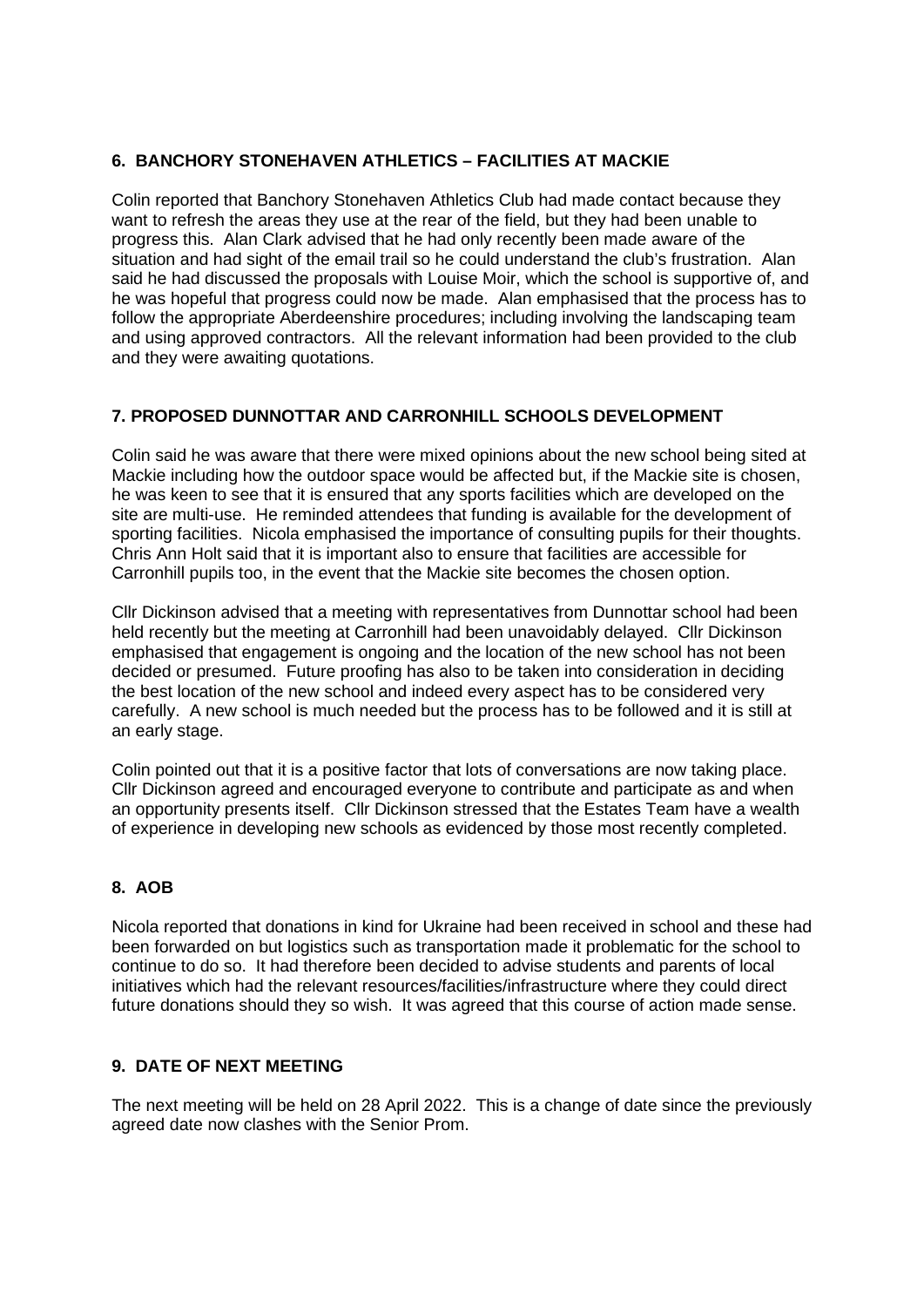## 6. BANCHORY STONEHAVEN ATHLETICS – FACILITIES AT MACKIE

Colin reported that Banchory Stonehaven Athletics Club had made contact because they want to refresh the areas they use at the rear of the field, but they had been unable to progress this. Alan Clark advised that he had only recently been made aware of the situation and had sight of the email trail so he could understand the club's frustration. Alan said he had discussed the proposals with Louise Moir, which the school is supportive of, and he was hopeful that progress could now be made. Alan emphasised that the process has to follow the appropriate Aberdeenshire procedures; including involving the landscaping team and using approved contractors. All the relevant information had been provided to the club and they were awaiting quotations.

## 7. PROPOSED DUNNOTTAR AND CARRONHILL SCHOOLS DEVELOPMENT

Colin said he was aware that there were mixed opinions about the new school being sited at Mackie including how the outdoor space would be affected but, if the Mackie site is chosen, he was keen to see that it is ensured that any sports facilities which are developed on the site are multi-use. He reminded attendees that funding is available for the development of sporting facilities. Nicola emphasised the importance of consulting pupils for their thoughts. Chris Ann Holt said that it is important also to ensure that facilities are accessible for Carronhill pupils too, in the event that the Mackie site becomes the chosen option.

Cllr Dickinson advised that a meeting with representatives from Dunnottar school had been held recently but the meeting at Carronhill had been unavoidably delayed. Cllr Dickinson emphasised that engagement is ongoing and the location of the new school has not been decided or presumed. Future proofing has also to be taken into consideration in deciding the best location of the new school and indeed every aspect has to be considered very carefully. A new school is much needed but the process has to be followed and it is still at an early stage.

Colin pointed out that it is a positive factor that lots of conversations are now taking place. Cllr Dickinson agreed and encouraged everyone to contribute and participate as and when an opportunity presents itself. Cllr Dickinson stressed that the Estates Team have a wealth of experience in developing new schools as evidenced by those most recently completed.

## 8. AOB

Nicola reported that donations in kind for Ukraine had been received in school and these had been forwarded on but logistics such as transportation made it problematic for the school to continue to do so. It had therefore been decided to advise students and parents of local initiatives which had the relevant resources/facilities/infrastructure where they could direct future donations should they so wish. It was agreed that this course of action made sense.

## 9. DATE OF NEXT MEETING

The next meeting will be held on 28 April 2022. This is a change of date since the previously agreed date now clashes with the Senior Prom.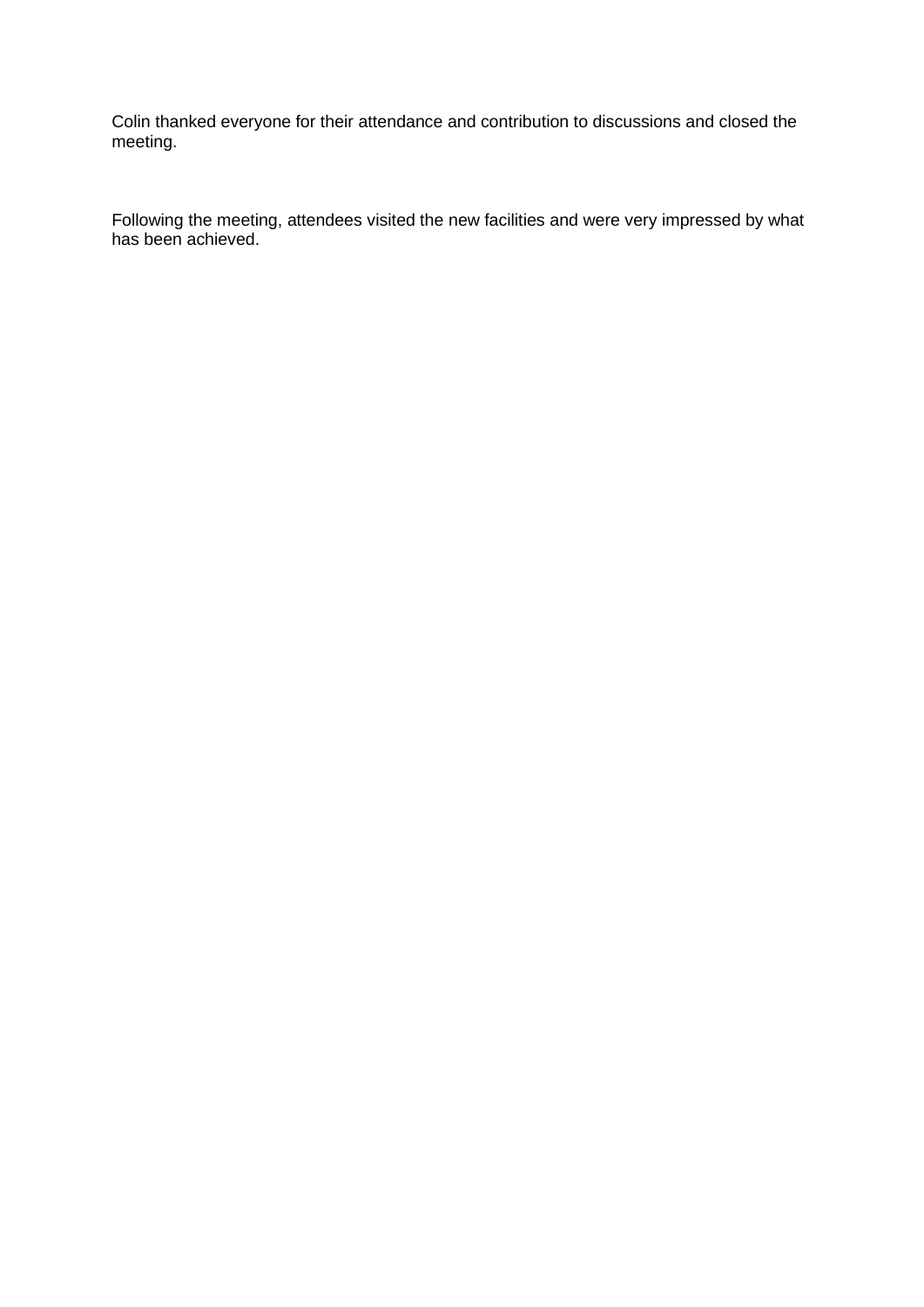Colin thanked everyone for their attendance and contribution to discussions and closed the meeting.

Following the meeting, attendees visited the new facilities and were very impressed by what has been achieved.